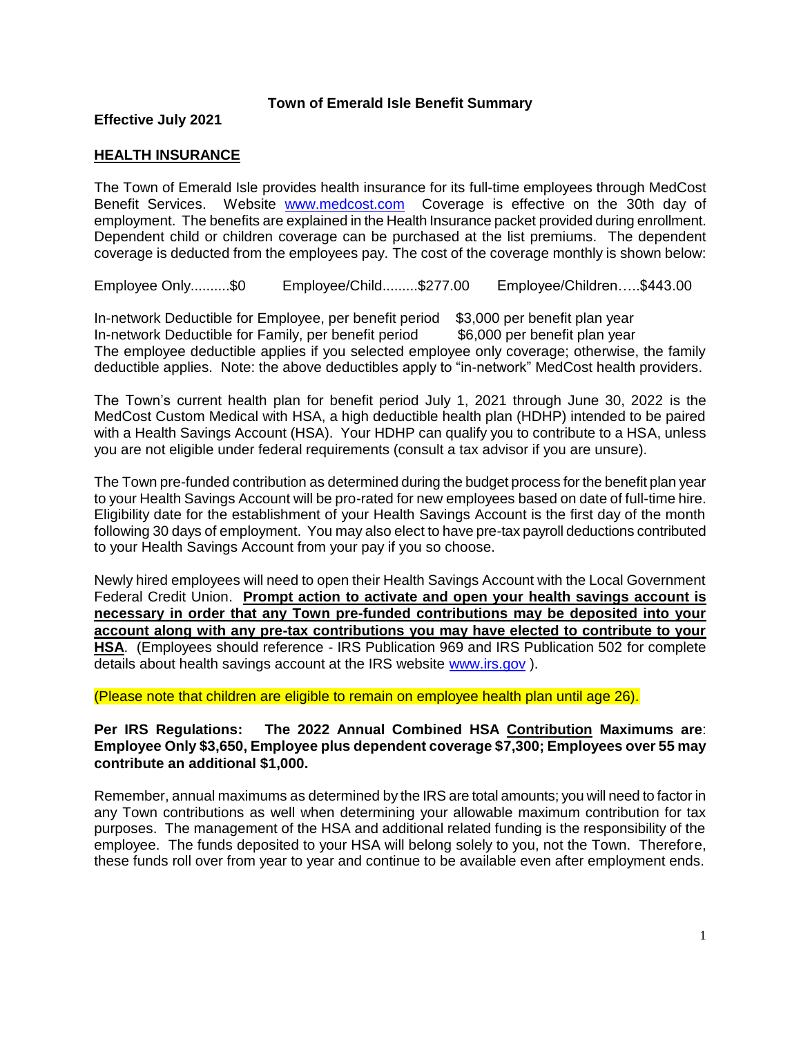# Town of Emerald Isle Benefit Summary

**Effective July 2021**

## HEALTH INSURANCE

The Town of Emerald Isle provides health insurance for its full-time employees through MedCost Benefit Services. Website [www.medcost.com](www.medcost.com) Coverage is effective on the 30th day of employment. The benefits are explained in the Health Insurance packet provided during enrollment. Dependent child or children coverage can be purchased at the list premiums. The dependent coverage is deducted from the employees pay. The cost of the coverage monthly is shown below:

Employee Only..........$0 Employee/Child.........$277.00 Employee/Children…..$443.00

In-network Deductible for Employee, per benefit period $3,000 per benefit plan year
In-network Deductible for Family, per benefit period $6,000 per benefit plan year
The employee deductible applies if you selected employee only coverage; otherwise, the family deductible applies. Note: the above deductibles apply to "in-network" MedCost health providers.

The Town's current health plan for benefit period July 1, 2021 through June 30, 2022 is the MedCost Custom Medical with HSA, a high deductible health plan (HDHP) intended to be paired with a Health Savings Account (HSA). Your HDHP can qualify you to contribute to a HSA, unless you are not eligible under federal requirements (consult a tax advisor if you are unsure).

The Town pre-funded contribution as determined during the budget process for the benefit plan year to your Health Savings Account will be pro-rated for new employees based on date of full-time hire. Eligibility date for the establishment of your Health Savings Account is the first day of the month following 30 days of employment. You may also elect to have pre-tax payroll deductions contributed to your Health Savings Account from your pay if you so choose.

Newly hired employees will need to open their Health Savings Account with the Local Government Federal Credit Union. **Prompt action to activate and open your health savings account is necessary in order that any Town pre-funded contributions may be deposited into your account along with any pre-tax contributions you may have elected to contribute to your HSA**. (Employees should reference - IRS Publication 969 and IRS Publication 502 for complete details about health savings account at the IRS website [www.irs.gov](www.irs.gov) ).

(Please note that children are eligible to remain on employee health plan until age 26).

**Per IRS Regulations: The 2022 Annual Combined HSA Contribution Maximums are**: **Employee Only $3,650, Employee plus dependent coverage $7,300; Employees over 55 may contribute an additional $1,000.**

Remember, annual maximums as determined by the IRS are total amounts; you will need to factor in any Town contributions as well when determining your allowable maximum contribution for tax purposes. The management of the HSA and additional related funding is the responsibility of the employee. The funds deposited to your HSA will belong solely to you, not the Town. Therefore, these funds roll over from year to year and continue to be available even after employment ends.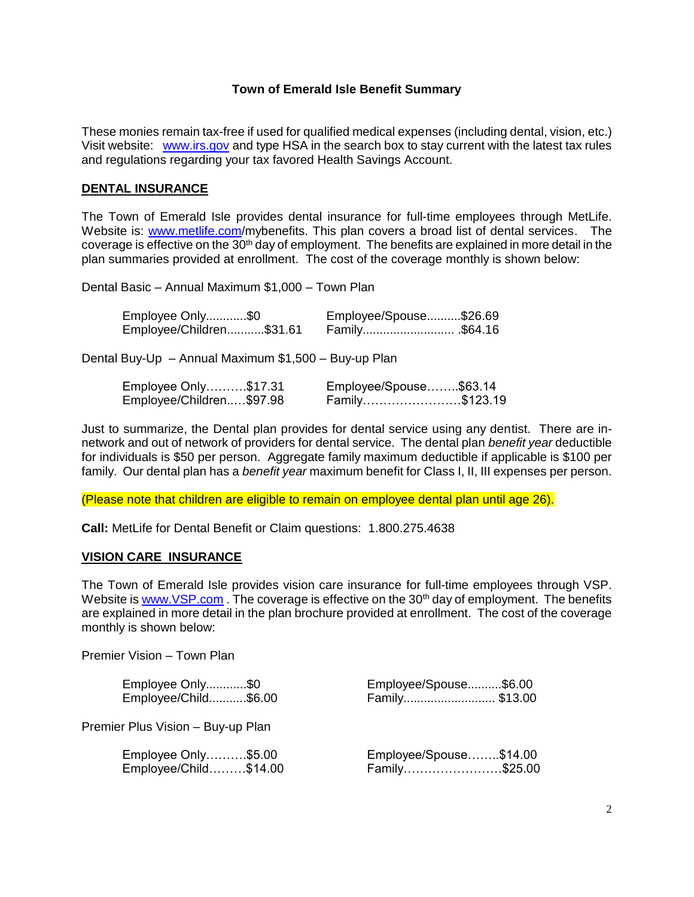**Town of Emerald Isle Benefit Summary**

These monies remain tax-free if used for qualified medical expenses (including dental, vision, etc.) Visit website: www.irs.gov and type HSA in the search box to stay current with the latest tax rules and regulations regarding your tax favored Health Savings Account.

## DENTAL INSURANCE

The Town of Emerald Isle provides dental insurance for full-time employees through MetLife. Website is: www.metlife.com/mybenefits. This plan covers a broad list of dental services. The coverage is effective on the 30th day of employment. The benefits are explained in more detail in the plan summaries provided at enrollment. The cost of the coverage monthly is shown below:

Dental Basic – Annual Maximum $1,000 – Town Plan

| | |
|---|---|
| Employee Only............$0 | Employee/Spouse..........$26.69 |
| Employee/Children...........$31.61 | Family.......................... .$64.16 |

Dental Buy-Up – Annual Maximum $1,500 – Buy-up Plan

| | |
|---|---|
| Employee Only……….$17.31 | Employee/Spouse……..$63.14 |
| Employee/Children..….$97.98 | Family……………………$123.19 |

Just to summarize, the Dental plan provides for dental service using any dentist. There are in-network and out of network of providers for dental service. The dental plan *benefit year* deductible for individuals is $50 per person. Aggregate family maximum deductible if applicable is $100 per family. Our dental plan has a *benefit year* maximum benefit for Class I, II, III expenses per person.

(Please note that children are eligible to remain on employee dental plan until age 26).

**Call:** MetLife for Dental Benefit or Claim questions: 1.800.275.4638

## VISION CARE INSURANCE

The Town of Emerald Isle provides vision care insurance for full-time employees through VSP. Website is www.VSP.com . The coverage is effective on the 30th day of employment. The benefits are explained in more detail in the plan brochure provided at enrollment. The cost of the coverage monthly is shown below:

Premier Vision – Town Plan

| | |
|---|---|
| Employee Only............$0 | Employee/Spouse..........$6.00 |
| Employee/Child...........$6.00 | Family.......................... $13.00 |

Premier Plus Vision – Buy-up Plan

| | |
|---|---|
| Employee Only……….$5.00 | Employee/Spouse……..$14.00 |
| Employee/Child………$14.00 | Family……………………$25.00 |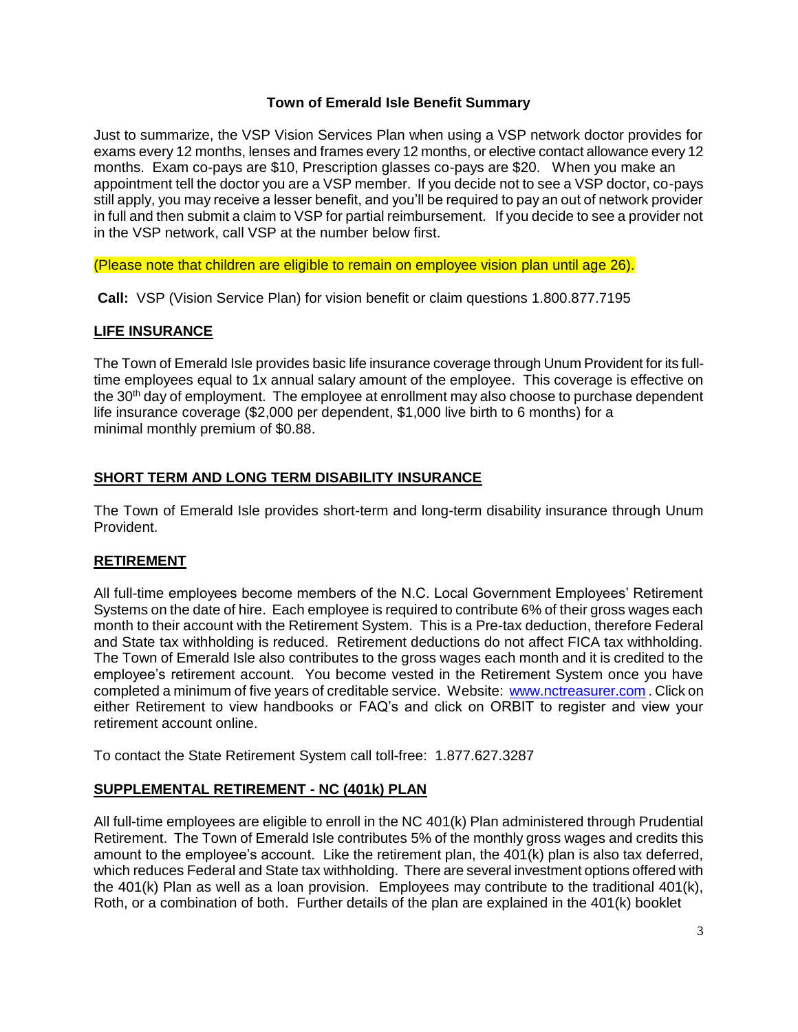**Town of Emerald Isle Benefit Summary**

Just to summarize, the VSP Vision Services Plan when using a VSP network doctor provides for exams every 12 months, lenses and frames every 12 months, or elective contact allowance every 12 months. Exam co-pays are $10, Prescription glasses co-pays are $20. When you make an appointment tell the doctor you are a VSP member. If you decide not to see a VSP doctor, co-pays still apply, you may receive a lesser benefit, and you'll be required to pay an out of network provider in full and then submit a claim to VSP for partial reimbursement. If you decide to see a provider not in the VSP network, call VSP at the number below first.

(Please note that children are eligible to remain on employee vision plan until age 26).

**Call:** VSP (Vision Service Plan) for vision benefit or claim questions 1.800.877.7195

## LIFE INSURANCE

The Town of Emerald Isle provides basic life insurance coverage through Unum Provident for its full-time employees equal to 1x annual salary amount of the employee. This coverage is effective on the 30th day of employment. The employee at enrollment may also choose to purchase dependent life insurance coverage ($2,000 per dependent, $1,000 live birth to 6 months) for a minimal monthly premium of $0.88.

## SHORT TERM AND LONG TERM DISABILITY INSURANCE

The Town of Emerald Isle provides short-term and long-term disability insurance through Unum Provident.

## RETIREMENT

All full-time employees become members of the N.C. Local Government Employees' Retirement Systems on the date of hire. Each employee is required to contribute 6% of their gross wages each month to their account with the Retirement System. This is a Pre-tax deduction, therefore Federal and State tax withholding is reduced. Retirement deductions do not affect FICA tax withholding. The Town of Emerald Isle also contributes to the gross wages each month and it is credited to the employee's retirement account. You become vested in the Retirement System once you have completed a minimum of five years of creditable service. Website: [www.nctreasurer.com](http://www.nctreasurer.com) . Click on either Retirement to view handbooks or FAQ's and click on ORBIT to register and view your retirement account online.

To contact the State Retirement System call toll-free: 1.877.627.3287

## SUPPLEMENTAL RETIREMENT - NC (401k) PLAN

All full-time employees are eligible to enroll in the NC 401(k) Plan administered through Prudential Retirement. The Town of Emerald Isle contributes 5% of the monthly gross wages and credits this amount to the employee's account. Like the retirement plan, the 401(k) plan is also tax deferred, which reduces Federal and State tax withholding. There are several investment options offered with the 401(k) Plan as well as a loan provision. Employees may contribute to the traditional 401(k), Roth, or a combination of both. Further details of the plan are explained in the 401(k) booklet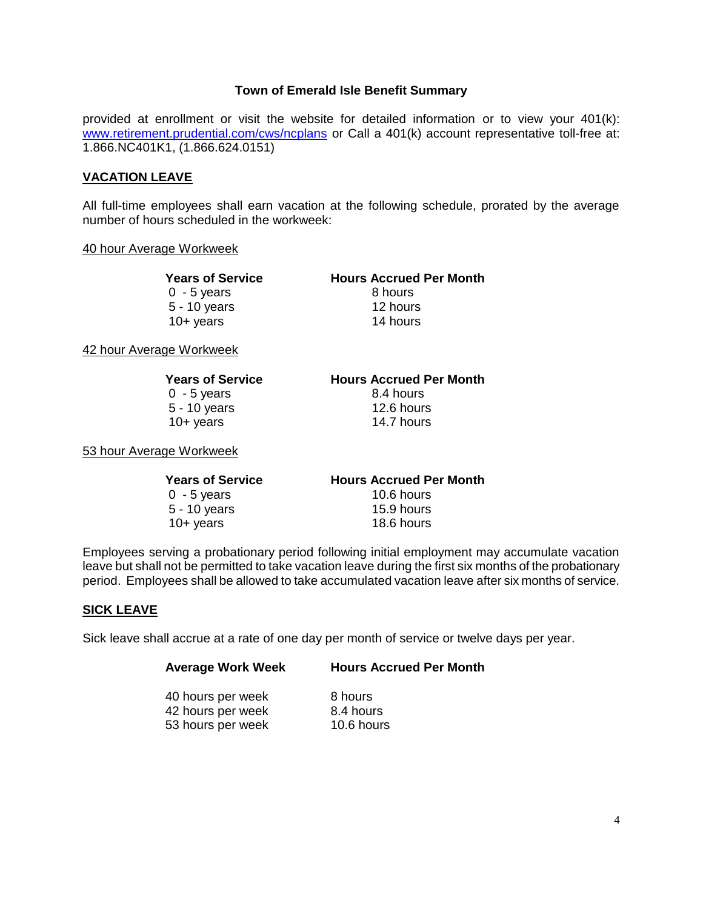**Town of Emerald Isle Benefit Summary**

provided at enrollment or visit the website for detailed information or to view your 401(k): www.retirement.prudential.com/cws/ncplans or Call a 401(k) account representative toll-free at: 1.866.NC401K1, (1.866.624.0151)

## VACATION LEAVE

All full-time employees shall earn vacation at the following schedule, prorated by the average number of hours scheduled in the workweek:

40 hour Average Workweek

| Years of Service | Hours Accrued Per Month |
|---|---|
| 0 - 5 years | 8 hours |
| 5 - 10 years | 12 hours |
| 10+ years | 14 hours |

42 hour Average Workweek

| Years of Service | Hours Accrued Per Month |
|---|---|
| 0 - 5 years | 8.4 hours |
| 5 - 10 years | 12.6 hours |
| 10+ years | 14.7 hours |

53 hour Average Workweek

| Years of Service | Hours Accrued Per Month |
|---|---|
| 0 - 5 years | 10.6 hours |
| 5 - 10 years | 15.9 hours |
| 10+ years | 18.6 hours |

Employees serving a probationary period following initial employment may accumulate vacation leave but shall not be permitted to take vacation leave during the first six months of the probationary period. Employees shall be allowed to take accumulated vacation leave after six months of service.

## SICK LEAVE

Sick leave shall accrue at a rate of one day per month of service or twelve days per year.

| Average Work Week | Hours Accrued Per Month |
|---|---|
| 40 hours per week | 8 hours |
| 42 hours per week | 8.4 hours |
| 53 hours per week | 10.6 hours |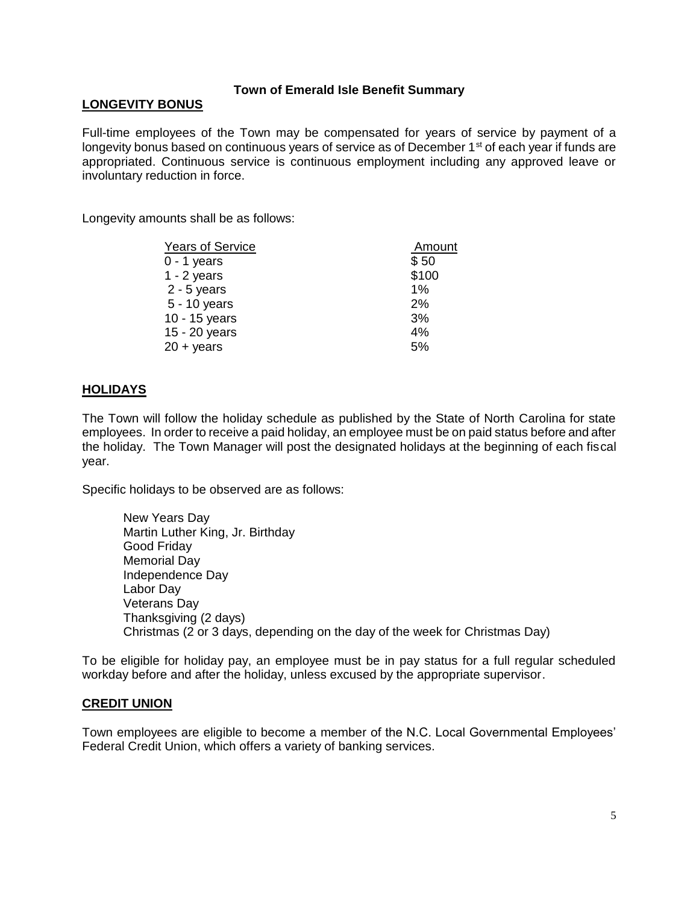**Town of Emerald Isle Benefit Summary**

## LONGEVITY BONUS

Full-time employees of the Town may be compensated for years of service by payment of a longevity bonus based on continuous years of service as of December 1st of each year if funds are appropriated. Continuous service is continuous employment including any approved leave or involuntary reduction in force.

Longevity amounts shall be as follows:

| Years of Service | Amount |
| --- | --- |
| 0 - 1 years | $ 50 |
| 1 - 2 years | $100 |
| 2 - 5 years | 1% |
| 5 - 10 years | 2% |
| 10 - 15 years | 3% |
| 15 - 20 years | 4% |
| 20 + years | 5% |

## HOLIDAYS

The Town will follow the holiday schedule as published by the State of North Carolina for state employees. In order to receive a paid holiday, an employee must be on paid status before and after the holiday. The Town Manager will post the designated holidays at the beginning of each fiscal year.

Specific holidays to be observed are as follows:

- New Years Day
- Martin Luther King, Jr. Birthday
- Good Friday
- Memorial Day
- Independence Day
- Labor Day
- Veterans Day
- Thanksgiving (2 days)
- Christmas (2 or 3 days, depending on the day of the week for Christmas Day)

To be eligible for holiday pay, an employee must be in pay status for a full regular scheduled workday before and after the holiday, unless excused by the appropriate supervisor.

## CREDIT UNION

Town employees are eligible to become a member of the N.C. Local Governmental Employees' Federal Credit Union, which offers a variety of banking services.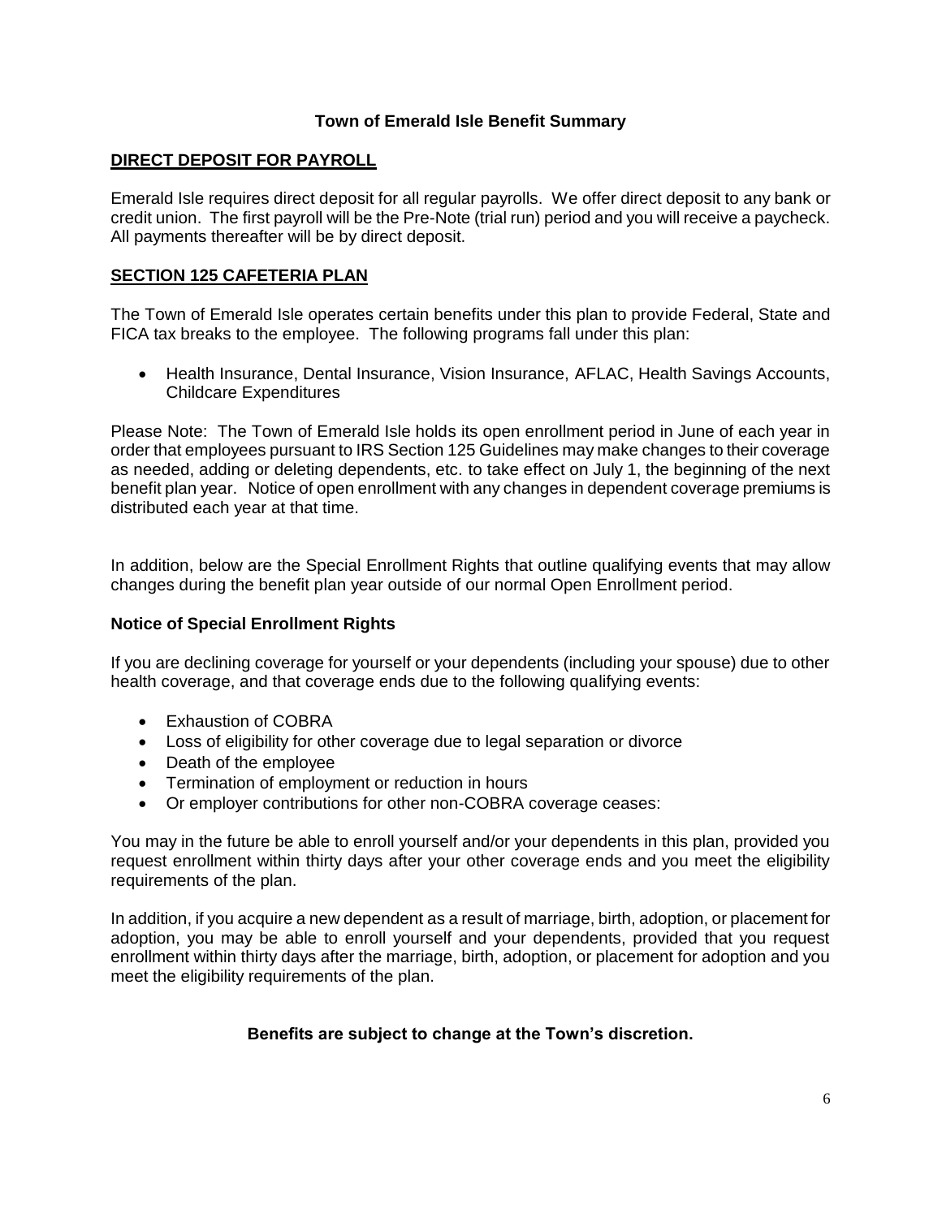## Town of Emerald Isle Benefit Summary

### DIRECT DEPOSIT FOR PAYROLL

Emerald Isle requires direct deposit for all regular payrolls. We offer direct deposit to any bank or credit union. The first payroll will be the Pre-Note (trial run) period and you will receive a paycheck. All payments thereafter will be by direct deposit.

### SECTION 125 CAFETERIA PLAN

The Town of Emerald Isle operates certain benefits under this plan to provide Federal, State and FICA tax breaks to the employee. The following programs fall under this plan:

- Health Insurance, Dental Insurance, Vision Insurance, AFLAC, Health Savings Accounts, Childcare Expenditures

Please Note: The Town of Emerald Isle holds its open enrollment period in June of each year in order that employees pursuant to IRS Section 125 Guidelines may make changes to their coverage as needed, adding or deleting dependents, etc. to take effect on July 1, the beginning of the next benefit plan year. Notice of open enrollment with any changes in dependent coverage premiums is distributed each year at that time.

In addition, below are the Special Enrollment Rights that outline qualifying events that may allow changes during the benefit plan year outside of our normal Open Enrollment period.

### Notice of Special Enrollment Rights

If you are declining coverage for yourself or your dependents (including your spouse) due to other health coverage, and that coverage ends due to the following qualifying events:

- Exhaustion of COBRA
- Loss of eligibility for other coverage due to legal separation or divorce
- Death of the employee
- Termination of employment or reduction in hours
- Or employer contributions for other non-COBRA coverage ceases:

You may in the future be able to enroll yourself and/or your dependents in this plan, provided you request enrollment within thirty days after your other coverage ends and you meet the eligibility requirements of the plan.

In addition, if you acquire a new dependent as a result of marriage, birth, adoption, or placement for adoption, you may be able to enroll yourself and your dependents, provided that you request enrollment within thirty days after the marriage, birth, adoption, or placement for adoption and you meet the eligibility requirements of the plan.

**Benefits are subject to change at the Town's discretion.**